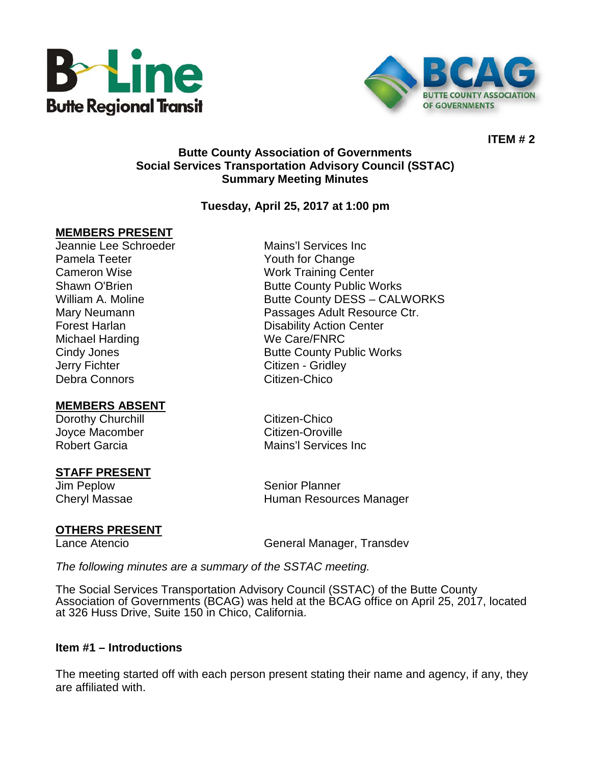**ITEM # 2**

# Butte County Association of Governments
## Social Services Transportation Advisory Council (SSTAC)
## Summary Meeting Minutes

**Tuesday, April 25, 2017 at 1:00 pm**

**MEMBERS PRESENT**

| | |
|---|---|
| Jeannie Lee Schroeder | Mains'l Services Inc |
| Pamela Teeter | Youth for Change |
| Cameron Wise | Work Training Center |
| Shawn O'Brien | Butte County Public Works |
| William A. Moline | Butte County DESS – CALWORKS |
| Mary Neumann | Passages Adult Resource Ctr. |
| Forest Harlan | Disability Action Center |
| Michael Harding | We Care/FNRC |
| Cindy Jones | Butte County Public Works |
| Jerry Fichter | Citizen - Gridley |
| Debra Connors | Citizen-Chico |

**MEMBERS ABSENT**

| | |
|---|---|
| Dorothy Churchill | Citizen-Chico |
| Joyce Macomber | Citizen-Oroville |
| Robert Garcia | Mains'l Services Inc |

**STAFF PRESENT**

| | |
|---|---|
| Jim Peplow | Senior Planner |
| Cheryl Massae | Human Resources Manager |

**OTHERS PRESENT**

| | |
|---|---|
| Lance Atencio | General Manager, Transdev |

*The following minutes are a summary of the SSTAC meeting.*

The Social Services Transportation Advisory Council (SSTAC) of the Butte County Association of Governments (BCAG) was held at the BCAG office on April 25, 2017, located at 326 Huss Drive, Suite 150 in Chico, California.

### Item #1 – Introductions

The meeting started off with each person present stating their name and agency, if any, they are affiliated with.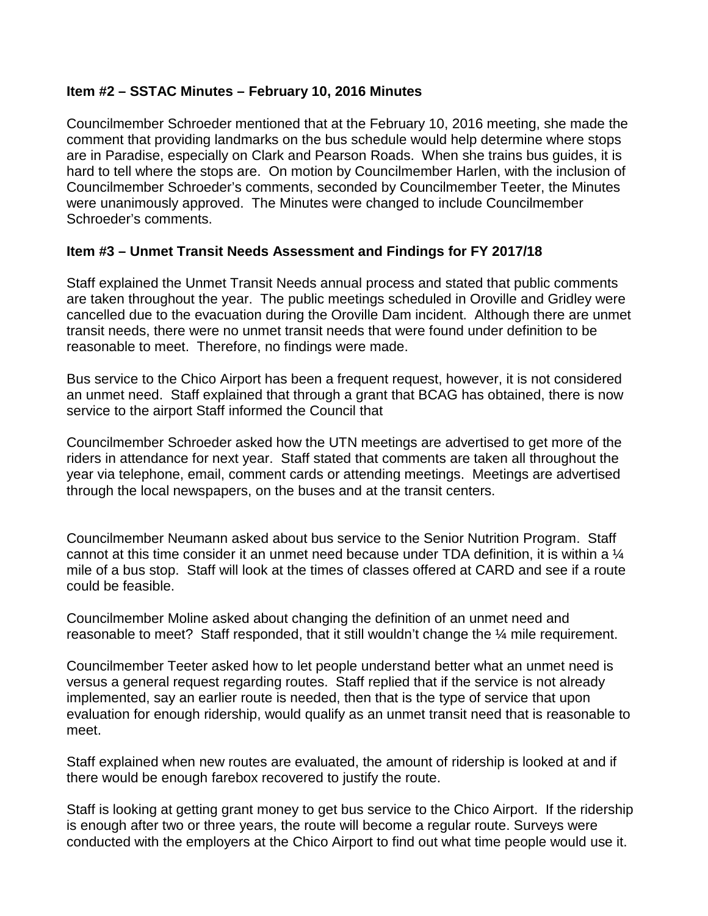**Item #2 – SSTAC Minutes – February 10, 2016 Minutes**

Councilmember Schroeder mentioned that at the February 10, 2016 meeting, she made the comment that providing landmarks on the bus schedule would help determine where stops are in Paradise, especially on Clark and Pearson Roads. When she trains bus guides, it is hard to tell where the stops are. On motion by Councilmember Harlen, with the inclusion of Councilmember Schroeder's comments, seconded by Councilmember Teeter, the Minutes were unanimously approved. The Minutes were changed to include Councilmember Schroeder's comments.

**Item #3 – Unmet Transit Needs Assessment and Findings for FY 2017/18**

Staff explained the Unmet Transit Needs annual process and stated that public comments are taken throughout the year. The public meetings scheduled in Oroville and Gridley were cancelled due to the evacuation during the Oroville Dam incident. Although there are unmet transit needs, there were no unmet transit needs that were found under definition to be reasonable to meet. Therefore, no findings were made.

Bus service to the Chico Airport has been a frequent request, however, it is not considered an unmet need. Staff explained that through a grant that BCAG has obtained, there is now service to the airport Staff informed the Council that

Councilmember Schroeder asked how the UTN meetings are advertised to get more of the riders in attendance for next year. Staff stated that comments are taken all throughout the year via telephone, email, comment cards or attending meetings. Meetings are advertised through the local newspapers, on the buses and at the transit centers.

Councilmember Neumann asked about bus service to the Senior Nutrition Program. Staff cannot at this time consider it an unmet need because under TDA definition, it is within a ¼ mile of a bus stop. Staff will look at the times of classes offered at CARD and see if a route could be feasible.

Councilmember Moline asked about changing the definition of an unmet need and reasonable to meet? Staff responded, that it still wouldn't change the ¼ mile requirement.

Councilmember Teeter asked how to let people understand better what an unmet need is versus a general request regarding routes. Staff replied that if the service is not already implemented, say an earlier route is needed, then that is the type of service that upon evaluation for enough ridership, would qualify as an unmet transit need that is reasonable to meet.

Staff explained when new routes are evaluated, the amount of ridership is looked at and if there would be enough farebox recovered to justify the route.

Staff is looking at getting grant money to get bus service to the Chico Airport. If the ridership is enough after two or three years, the route will become a regular route. Surveys were conducted with the employers at the Chico Airport to find out what time people would use it.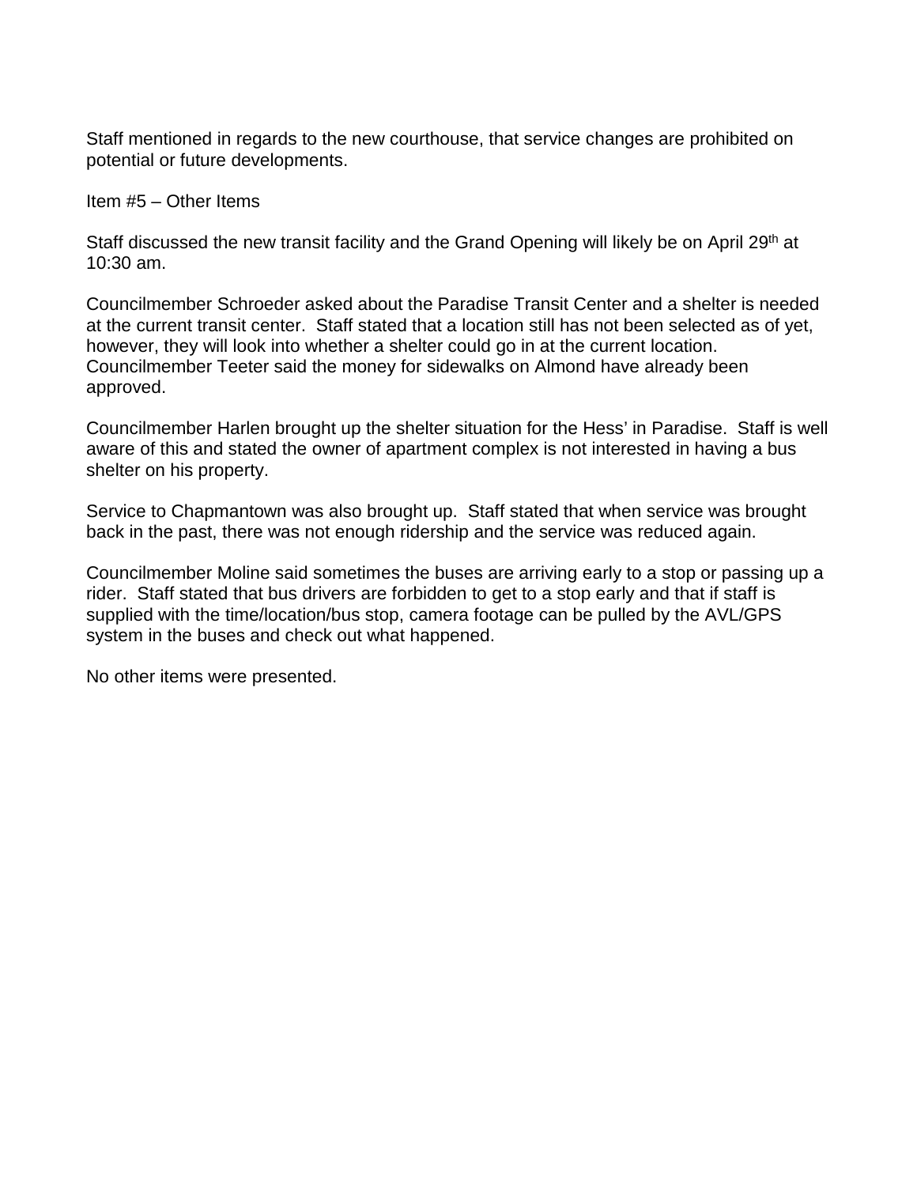Staff mentioned in regards to the new courthouse, that service changes are prohibited on potential or future developments.

Item #5 – Other Items

Staff discussed the new transit facility and the Grand Opening will likely be on April 29th at 10:30 am.

Councilmember Schroeder asked about the Paradise Transit Center and a shelter is needed at the current transit center. Staff stated that a location still has not been selected as of yet, however, they will look into whether a shelter could go in at the current location. Councilmember Teeter said the money for sidewalks on Almond have already been approved.

Councilmember Harlen brought up the shelter situation for the Hess' in Paradise. Staff is well aware of this and stated the owner of apartment complex is not interested in having a bus shelter on his property.

Service to Chapmantown was also brought up. Staff stated that when service was brought back in the past, there was not enough ridership and the service was reduced again.

Councilmember Moline said sometimes the buses are arriving early to a stop or passing up a rider. Staff stated that bus drivers are forbidden to get to a stop early and that if staff is supplied with the time/location/bus stop, camera footage can be pulled by the AVL/GPS system in the buses and check out what happened.

No other items were presented.